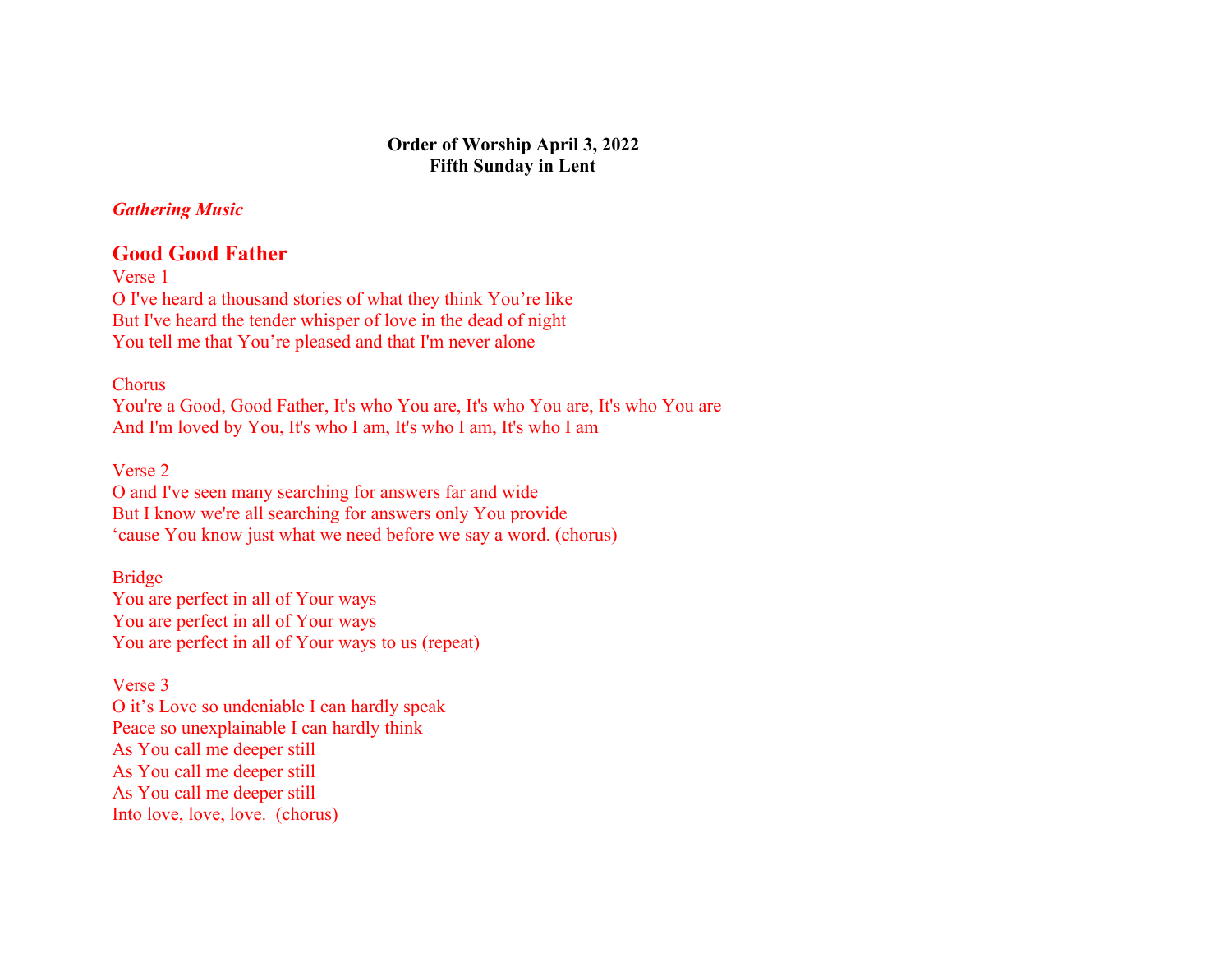**Order of Worship April 3, 2022**
**Fifth Sunday in Lent**

***Gathering Music***

## Good Good Father

Verse 1
O I've heard a thousand stories of what they think You're like
But I've heard the tender whisper of love in the dead of night
You tell me that You're pleased and that I'm never alone

Chorus
You're a Good, Good Father, It's who You are, It's who You are, It's who You are
And I'm loved by You, It's who I am, It's who I am, It's who I am

Verse 2
O and I've seen many searching for answers far and wide
But I know we're all searching for answers only You provide
'cause You know just what we need before we say a word. (chorus)

Bridge
You are perfect in all of Your ways
You are perfect in all of Your ways
You are perfect in all of Your ways to us (repeat)

Verse 3
O it's Love so undeniable I can hardly speak
Peace so unexplainable I can hardly think
As You call me deeper still
As You call me deeper still
As You call me deeper still
Into love, love, love.  (chorus)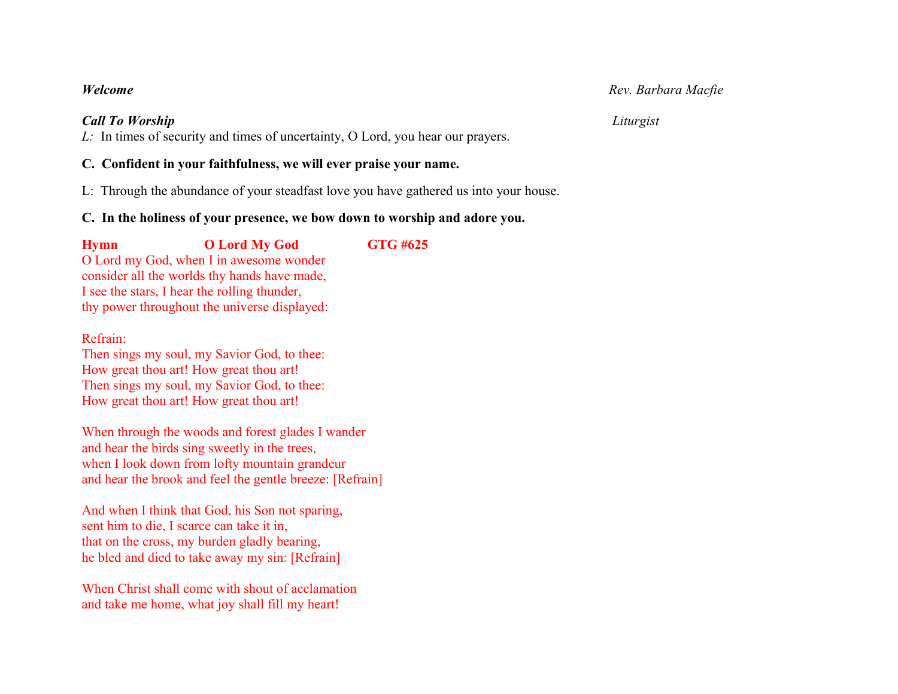***Welcome*** *Rev. Barbara Macfie*

***Call To Worship*** *Liturgist*

*L:* In times of security and times of uncertainty, O Lord, you hear our prayers.

**C. Confident in your faithfulness, we will ever praise your name.**

L: Through the abundance of your steadfast love you have gathered us into your house.

**C. In the holiness of your presence, we bow down to worship and adore you.**

**Hymn O Lord My God GTG #625**

O Lord my God, when I in awesome wonder
consider all the worlds thy hands have made,
I see the stars, I hear the rolling thunder,
thy power throughout the universe displayed:

Refrain:
Then sings my soul, my Savior God, to thee:
How great thou art! How great thou art!
Then sings my soul, my Savior God, to thee:
How great thou art! How great thou art!

When through the woods and forest glades I wander
and hear the birds sing sweetly in the trees,
when I look down from lofty mountain grandeur
and hear the brook and feel the gentle breeze: [Refrain]

And when I think that God, his Son not sparing,
sent him to die, I scarce can take it in,
that on the cross, my burden gladly bearing,
he bled and died to take away my sin: [Refrain]

When Christ shall come with shout of acclamation
and take me home, what joy shall fill my heart!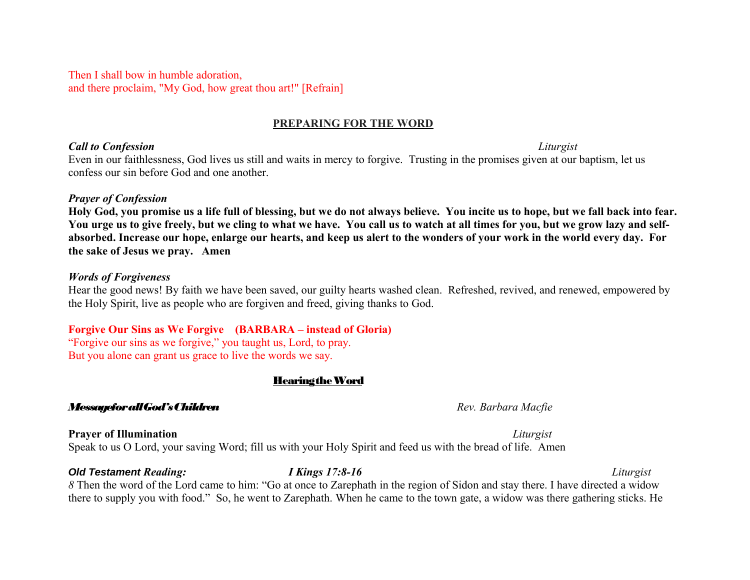Then I shall bow in humble adoration,
and there proclaim, "My God, how great thou art!" [Refrain]

## PREPARING FOR THE WORD

***Call to Confession*** *Liturgist*

Even in our faithlessness, God lives us still and waits in mercy to forgive. Trusting in the promises given at our baptism, let us confess our sin before God and one another.

***Prayer of Confession***

**Holy God, you promise us a life full of blessing, but we do not always believe. You incite us to hope, but we fall back into fear. You urge us to give freely, but we cling to what we have. You call us to watch at all times for you, but we grow lazy and self-absorbed. Increase our hope, enlarge our hearts, and keep us alert to the wonders of your work in the world every day. For the sake of Jesus we pray. Amen**

***Words of Forgiveness***

Hear the good news! By faith we have been saved, our guilty hearts washed clean. Refreshed, revived, and renewed, empowered by the Holy Spirit, live as people who are forgiven and freed, giving thanks to God.

**Forgive Our Sins as We Forgive (BARBARA – instead of Gloria)**

"Forgive our sins as we forgive," you taught us, Lord, to pray.
But you alone can grant us grace to live the words we say.

## Hearing the Word

***Message for all God's Children*** *Rev. Barbara Macfie*

**Prayer of Illumination** *Liturgist*

Speak to us O Lord, your saving Word; fill us with your Holy Spirit and feed us with the bread of life. Amen

***Old Testament Reading:*** ***I Kings 17:8-16*** *Liturgist*

*8* Then the word of the Lord came to him: "Go at once to Zarephath in the region of Sidon and stay there. I have directed a widow there to supply you with food." So, he went to Zarephath. When he came to the town gate, a widow was there gathering sticks. He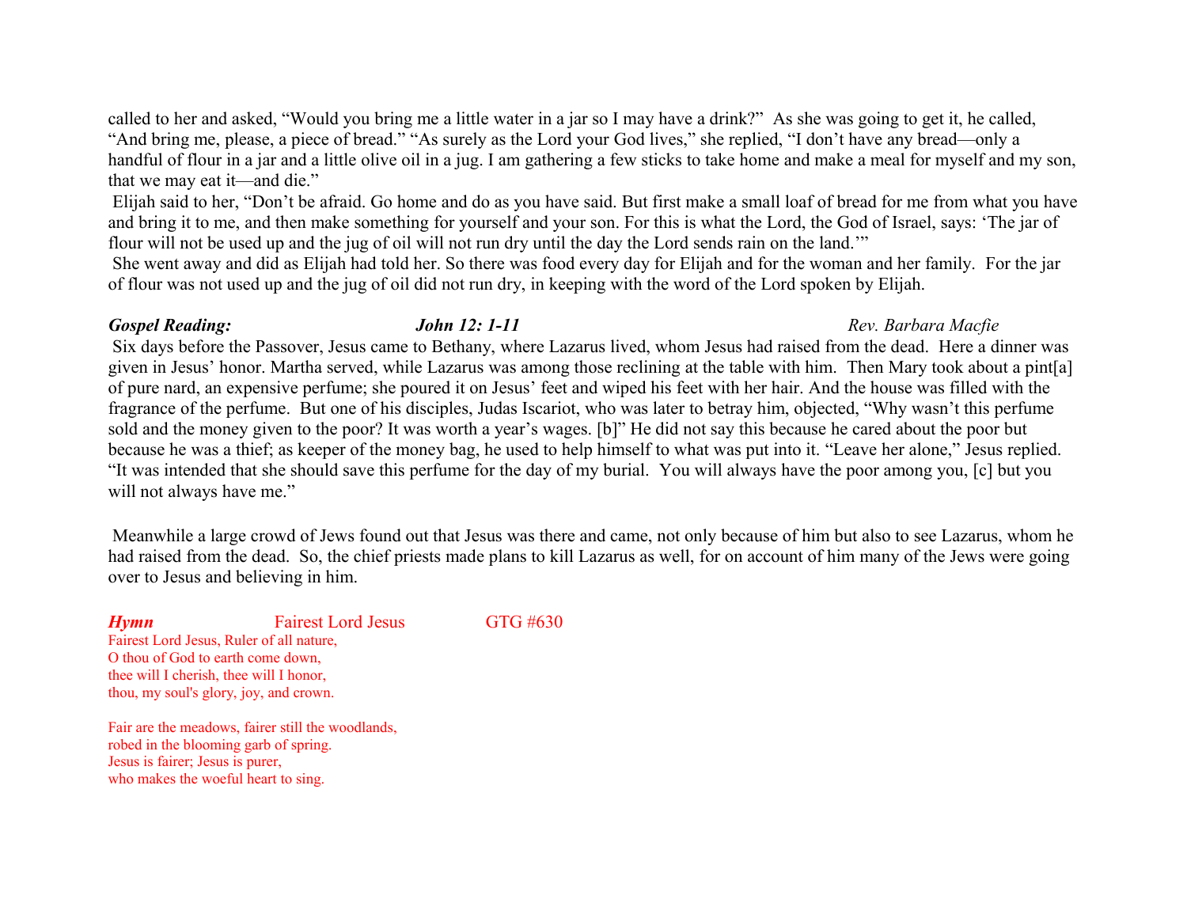called to her and asked, “Would you bring me a little water in a jar so I may have a drink?” As she was going to get it, he called, “And bring me, please, a piece of bread.” “As surely as the Lord your God lives,” she replied, “I don’t have any bread—only a handful of flour in a jar and a little olive oil in a jug. I am gathering a few sticks to take home and make a meal for myself and my son, that we may eat it—and die.”

Elijah said to her, “Don’t be afraid. Go home and do as you have said. But first make a small loaf of bread for me from what you have and bring it to me, and then make something for yourself and your son. For this is what the Lord, the God of Israel, says: ‘The jar of flour will not be used up and the jug of oil will not run dry until the day the Lord sends rain on the land.’”

She went away and did as Elijah had told her. So there was food every day for Elijah and for the woman and her family. For the jar of flour was not used up and the jug of oil did not run dry, in keeping with the word of the Lord spoken by Elijah.

***Gospel Reading:*** ***John 12: 1-11*** *Rev. Barbara Macfie*

Six days before the Passover, Jesus came to Bethany, where Lazarus lived, whom Jesus had raised from the dead. Here a dinner was given in Jesus’ honor. Martha served, while Lazarus was among those reclining at the table with him. Then Mary took about a pint[a] of pure nard, an expensive perfume; she poured it on Jesus’ feet and wiped his feet with her hair. And the house was filled with the fragrance of the perfume. But one of his disciples, Judas Iscariot, who was later to betray him, objected, “Why wasn’t this perfume sold and the money given to the poor? It was worth a year’s wages. [b]” He did not say this because he cared about the poor but because he was a thief; as keeper of the money bag, he used to help himself to what was put into it. “Leave her alone,” Jesus replied. “It was intended that she should save this perfume for the day of my burial. You will always have the poor among you, [c] but you will not always have me.”

Meanwhile a large crowd of Jews found out that Jesus was there and came, not only because of him but also to see Lazarus, whom he had raised from the dead. So, the chief priests made plans to kill Lazarus as well, for on account of him many of the Jews were going over to Jesus and believing in him.

***Hymn*** Fairest Lord Jesus GTG #630

Fairest Lord Jesus, Ruler of all nature,
O thou of God to earth come down,
thee will I cherish, thee will I honor,
thou, my soul's glory, joy, and crown.

Fair are the meadows, fairer still the woodlands,
robed in the blooming garb of spring.
Jesus is fairer; Jesus is purer,
who makes the woeful heart to sing.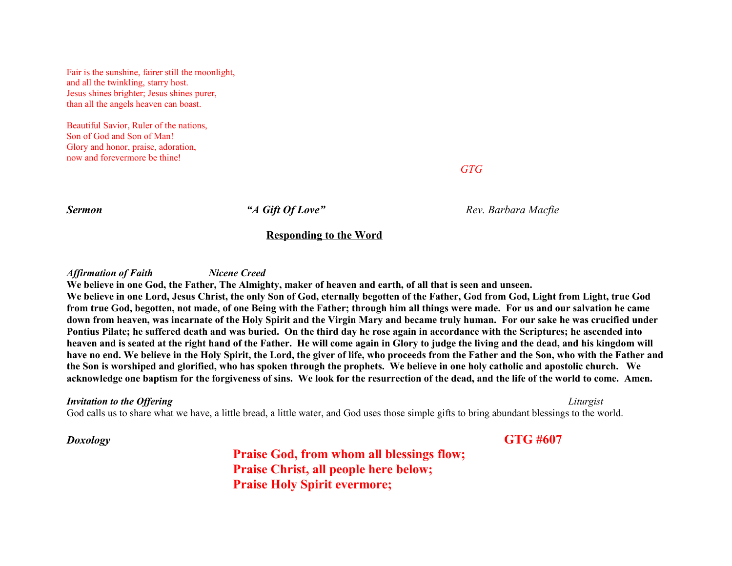Fair is the sunshine, fairer still the moonlight,
and all the twinkling, starry host.
Jesus shines brighter; Jesus shines purer,
than all the angels heaven can boast.

Beautiful Savior, Ruler of the nations,
Son of God and Son of Man!
Glory and honor, praise, adoration,
now and forevermore be thine!

*GTG*

***Sermon*** ***"A Gift Of Love"*** *Rev. Barbara Macfie*

## Responding to the Word

***Affirmation of Faith*** ***Nicene Creed***

**We believe in one God, the Father, The Almighty, maker of heaven and earth, of all that is seen and unseen.**
**We believe in one Lord, Jesus Christ, the only Son of God, eternally begotten of the Father, God from God, Light from Light, true God from true God, begotten, not made, of one Being with the Father; through him all things were made. For us and our salvation he came down from heaven, was incarnate of the Holy Spirit and the Virgin Mary and became truly human. For our sake he was crucified under Pontius Pilate; he suffered death and was buried. On the third day he rose again in accordance with the Scriptures; he ascended into heaven and is seated at the right hand of the Father. He will come again in Glory to judge the living and the dead, and his kingdom will have no end. We believe in the Holy Spirit, the Lord, the giver of life, who proceeds from the Father and the Son, who with the Father and the Son is worshiped and glorified, who has spoken through the prophets. We believe in one holy catholic and apostolic church. We acknowledge one baptism for the forgiveness of sins. We look for the resurrection of the dead, and the life of the world to come. Amen.**

***Invitation to the Offering*** *Liturgist*

God calls us to share what we have, a little bread, a little water, and God uses those simple gifts to bring abundant blessings to the world.

***Doxology*** **GTG #607**

**Praise God, from whom all blessings flow;**
**Praise Christ, all people here below;**
**Praise Holy Spirit evermore;**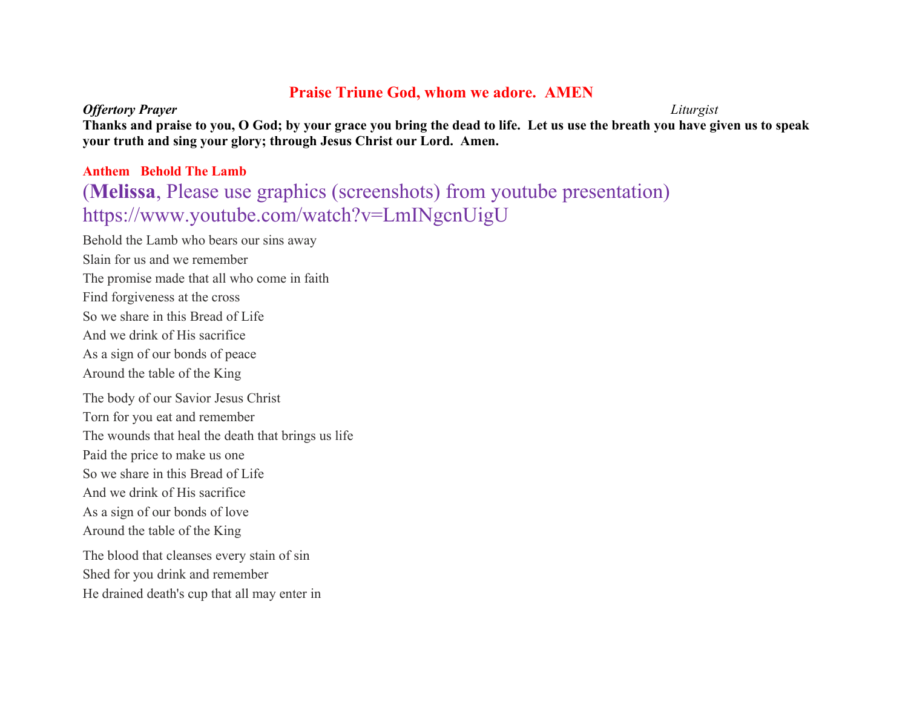**Praise Triune God, whom we adore.  AMEN**

***Offertory Prayer*** *Liturgist*

**Thanks and praise to you, O God; by your grace you bring the dead to life.  Let us use the breath you have given us to speak your truth and sing your glory; through Jesus Christ our Lord.  Amen.**

**Anthem   Behold The Lamb**

(**Melissa**, Please use graphics (screenshots) from youtube presentation) https://www.youtube.com/watch?v=LmINgcnUigU

Behold the Lamb who bears our sins away
Slain for us and we remember
The promise made that all who come in faith
Find forgiveness at the cross
So we share in this Bread of Life
And we drink of His sacrifice
As a sign of our bonds of peace
Around the table of the King

The body of our Savior Jesus Christ
Torn for you eat and remember
The wounds that heal the death that brings us life
Paid the price to make us one
So we share in this Bread of Life
And we drink of His sacrifice
As a sign of our bonds of love
Around the table of the King

The blood that cleanses every stain of sin
Shed for you drink and remember
He drained death's cup that all may enter in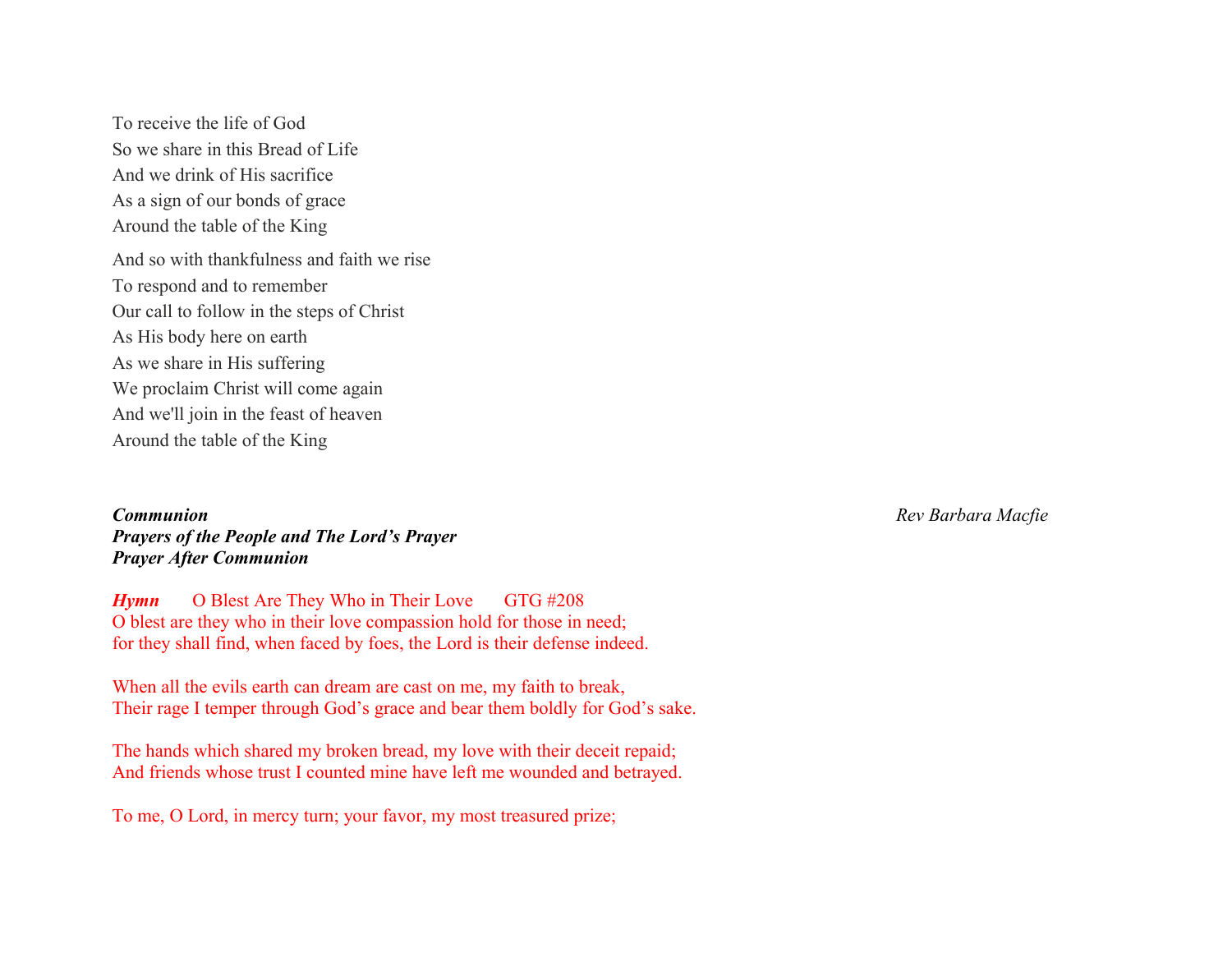To receive the life of God
So we share in this Bread of Life
And we drink of His sacrifice
As a sign of our bonds of grace
Around the table of the King

And so with thankfulness and faith we rise
To respond and to remember
Our call to follow in the steps of Christ
As His body here on earth
As we share in His suffering
We proclaim Christ will come again
And we'll join in the feast of heaven
Around the table of the King

***Communion*** *Rev Barbara Macfie*
***Prayers of the People and The Lord's Prayer***
***Prayer After Communion***

***Hymn*** O Blest Are They Who in Their Love GTG #208
O blest are they who in their love compassion hold for those in need;
for they shall find, when faced by foes, the Lord is their defense indeed.

When all the evils earth can dream are cast on me, my faith to break,
Their rage I temper through God's grace and bear them boldly for God's sake.

The hands which shared my broken bread, my love with their deceit repaid;
And friends whose trust I counted mine have left me wounded and betrayed.

To me, O Lord, in mercy turn; your favor, my most treasured prize;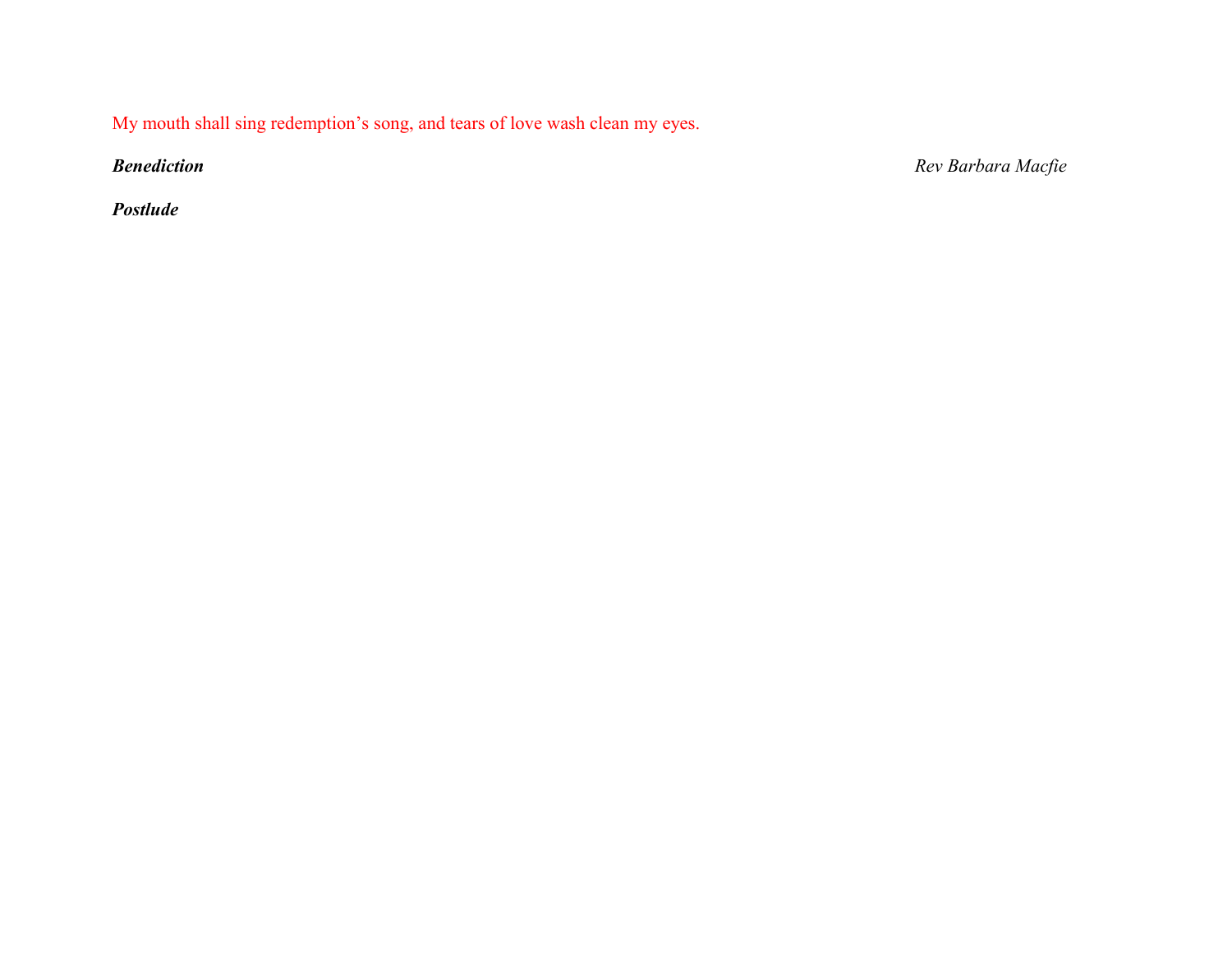My mouth shall sing redemption's song, and tears of love wash clean my eyes.

***Benediction*** *Rev Barbara Macfie*

***Postlude***